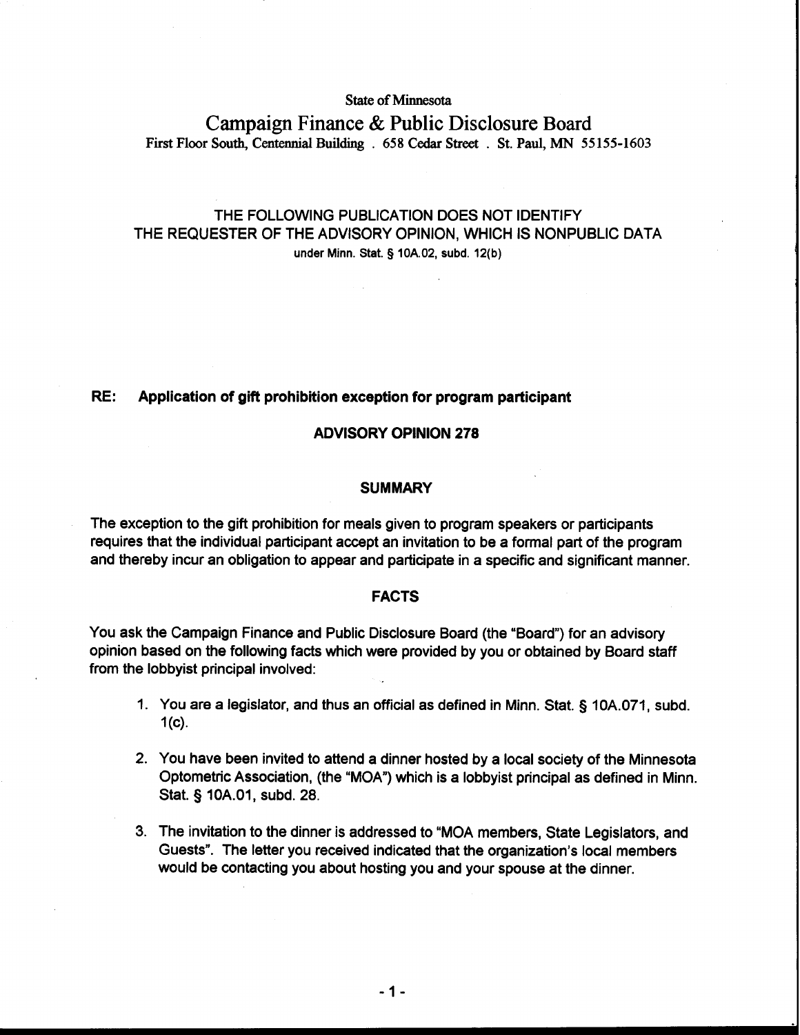State of Minnesota

# Campaign Finance & Public Disclosure Board

First Floor South, Centennial Building . 658 Cedar Street . St. Paul, MN 55155-1603

THE FOLLOWING PUBLICATION DOES NOT IDENTIFY
THE REQUESTER OF THE ADVISORY OPINION, WHICH IS NONPUBLIC DATA
under Minn. Stat. § 10A.02, subd. 12(b)

**RE: Application of gift prohibition exception for program participant**

## ADVISORY OPINION 278

### SUMMARY

The exception to the gift prohibition for meals given to program speakers or participants requires that the individual participant accept an invitation to be a formal part of the program and thereby incur an obligation to appear and participate in a specific and significant manner.

### FACTS

You ask the Campaign Finance and Public Disclosure Board (the "Board") for an advisory opinion based on the following facts which were provided by you or obtained by Board staff from the lobbyist principal involved:

1. You are a legislator, and thus an official as defined in Minn. Stat. § 10A.071, subd. 1(c).

2. You have been invited to attend a dinner hosted by a local society of the Minnesota Optometric Association, (the "MOA") which is a lobbyist principal as defined in Minn. Stat. § 10A.01, subd. 28.

3. The invitation to the dinner is addressed to "MOA members, State Legislators, and Guests". The letter you received indicated that the organization's local members would be contacting you about hosting you and your spouse at the dinner.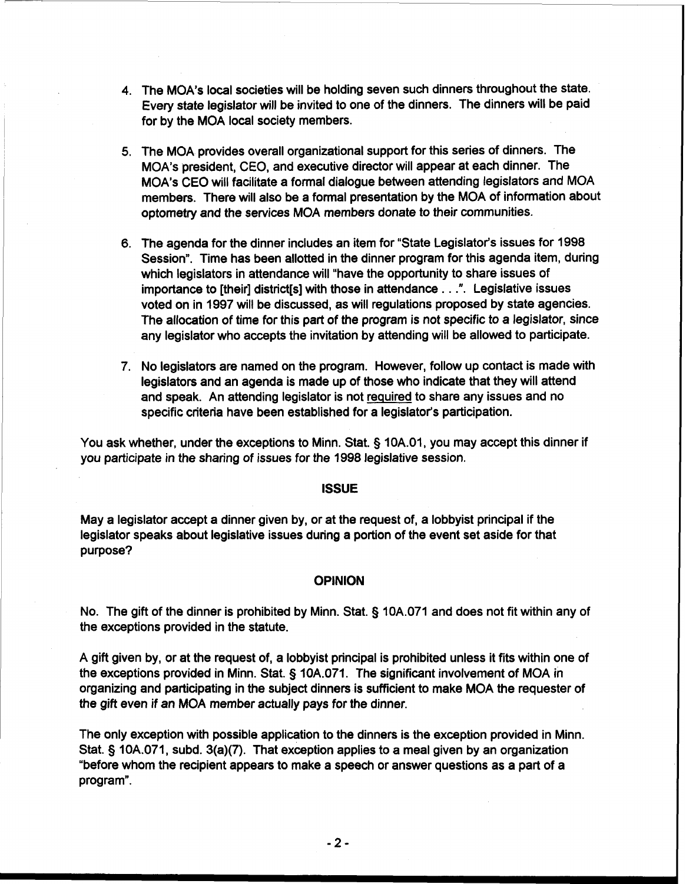4. The MOA's local societies will be holding seven such dinners throughout the state. Every state legislator will be invited to one of the dinners. The dinners will be paid for by the MOA local society members.

5. The MOA provides overall organizational support for this series of dinners. The MOA's president, CEO, and executive director will appear at each dinner. The MOA's CEO will facilitate a formal dialogue between attending legislators and MOA members. There will also be a formal presentation by the MOA of information about optometry and the services MOA members donate to their communities.

6. The agenda for the dinner includes an item for "State Legislator's issues for 1998 Session". Time has been allotted in the dinner program for this agenda item, during which legislators in attendance will "have the opportunity to share issues of importance to [their] district[s] with those in attendance . . .". Legislative issues voted on in 1997 will be discussed, as will regulations proposed by state agencies. The allocation of time for this part of the program is not specific to a legislator, since any legislator who accepts the invitation by attending will be allowed to participate.

7. No legislators are named on the program. However, follow up contact is made with legislators and an agenda is made up of those who indicate that they will attend and speak. An attending legislator is not required to share any issues and no specific criteria have been established for a legislator's participation.

You ask whether, under the exceptions to Minn. Stat. § 10A.01, you may accept this dinner if you participate in the sharing of issues for the 1998 legislative session.

## ISSUE

May a legislator accept a dinner given by, or at the request of, a lobbyist principal if the legislator speaks about legislative issues during a portion of the event set aside for that purpose?

## OPINION

No. The gift of the dinner is prohibited by Minn. Stat. § 10A.071 and does not fit within any of the exceptions provided in the statute.

A gift given by, or at the request of, a lobbyist principal is prohibited unless it fits within one of the exceptions provided in Minn. Stat. § 10A.071. The significant involvement of MOA in organizing and participating in the subject dinners is sufficient to make MOA the requester of the gift even if an MOA member actually pays for the dinner.

The only exception with possible application to the dinners is the exception provided in Minn. Stat. § 10A.071, subd. 3(a)(7). That exception applies to a meal given by an organization "before whom the recipient appears to make a speech or answer questions as a part of a program".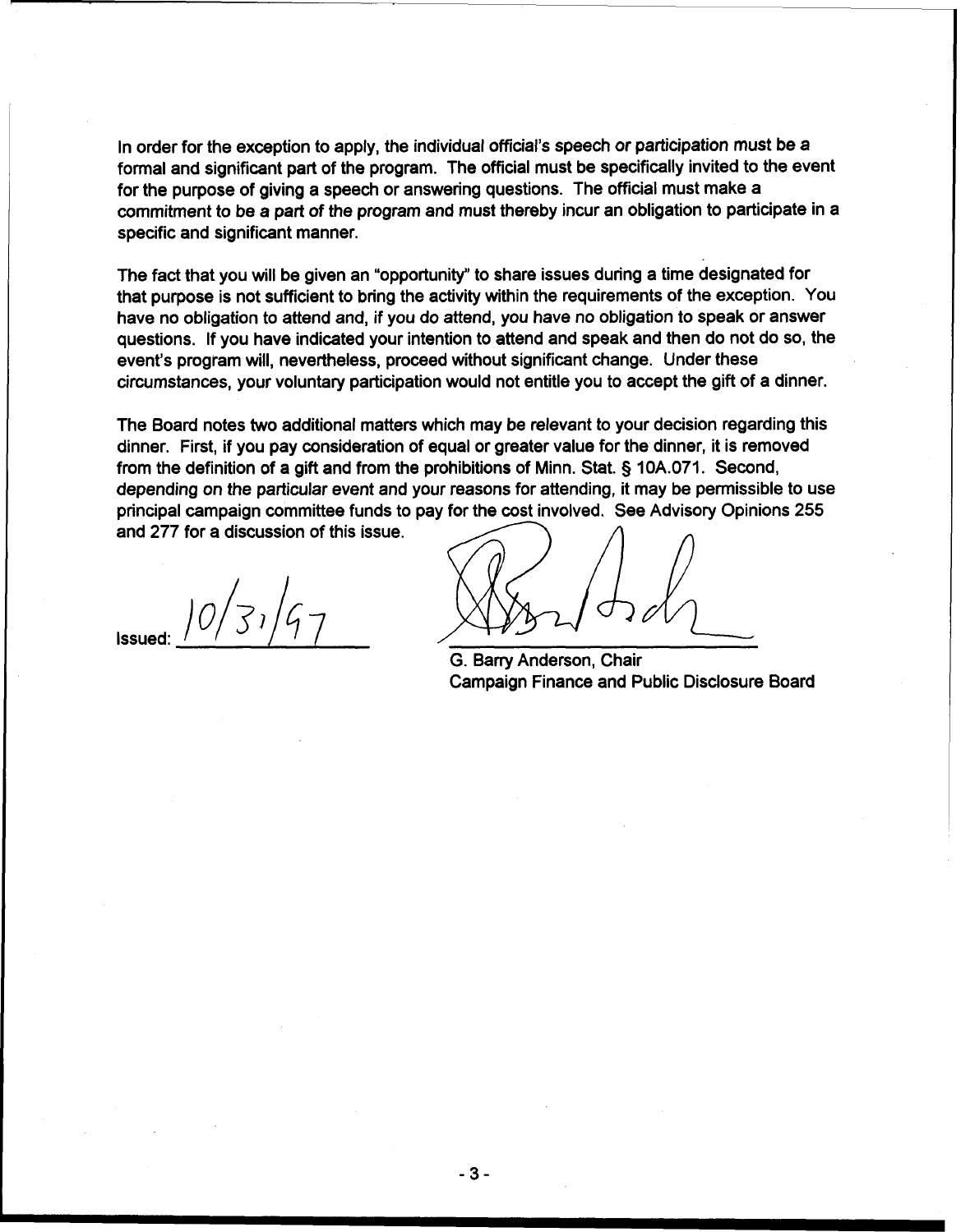In order for the exception to apply, the individual official's speech or participation must be a formal and significant part of the program. The official must be specifically invited to the event for the purpose of giving a speech or answering questions. The official must make a commitment to be a part of the program and must thereby incur an obligation to participate in a specific and significant manner.

The fact that you will be given an "opportunity" to share issues during a time designated for that purpose is not sufficient to bring the activity within the requirements of the exception. You have no obligation to attend and, if you do attend, you have no obligation to speak or answer questions. If you have indicated your intention to attend and speak and then do not do so, the event's program will, nevertheless, proceed without significant change. Under these circumstances, your voluntary participation would not entitle you to accept the gift of a dinner.

The Board notes two additional matters which may be relevant to your decision regarding this dinner. First, if you pay consideration of equal or greater value for the dinner, it is removed from the definition of a gift and from the prohibitions of Minn. Stat. § 10A.071. Second, depending on the particular event and your reasons for attending, it may be permissible to use principal campaign committee funds to pay for the cost involved. See Advisory Opinions 255 and 277 for a discussion of this issue.

Issued: 10/31/97

G. Barry Anderson, Chair
Campaign Finance and Public Disclosure Board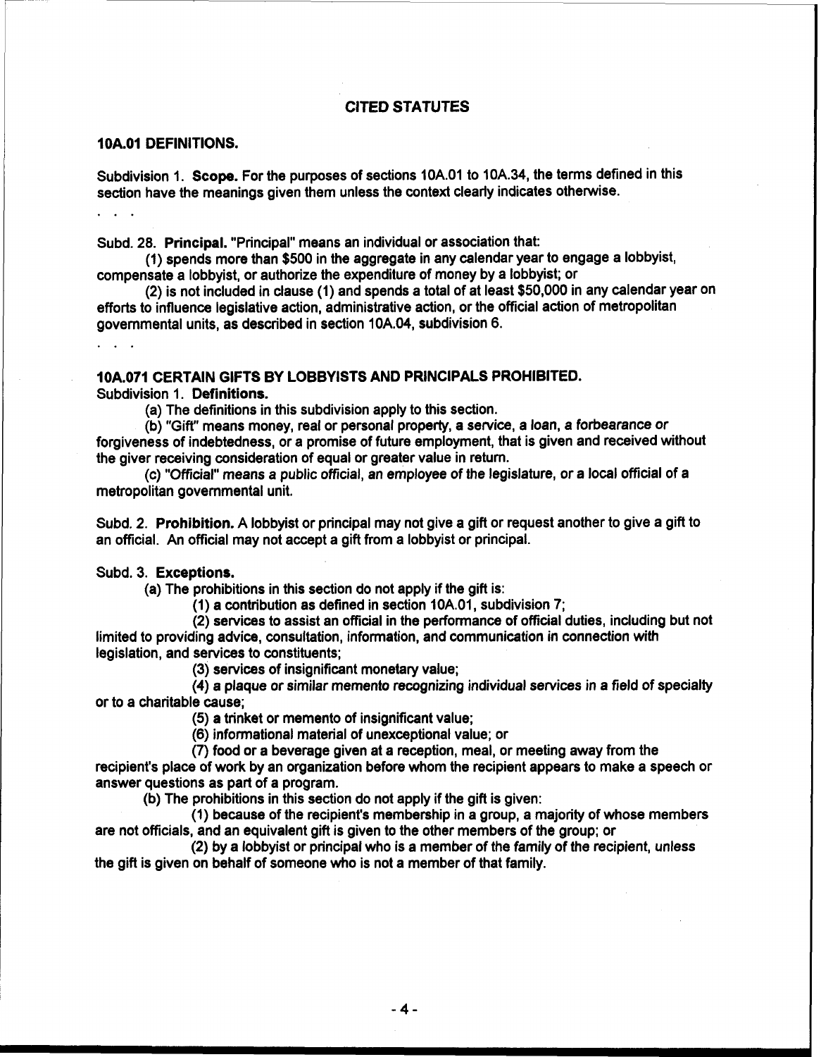## CITED STATUTES

### 10A.01 DEFINITIONS.

Subdivision 1. **Scope.** For the purposes of sections 10A.01 to 10A.34, the terms defined in this section have the meanings given them unless the context clearly indicates otherwise.

. . .

Subd. 28. **Principal.** "Principal" means an individual or association that:

(1) spends more than $500 in the aggregate in any calendar year to engage a lobbyist, compensate a lobbyist, or authorize the expenditure of money by a lobbyist; or

(2) is not included in clause (1) and spends a total of at least $50,000 in any calendar year on efforts to influence legislative action, administrative action, or the official action of metropolitan governmental units, as described in section 10A.04, subdivision 6.

. . .

### 10A.071 CERTAIN GIFTS BY LOBBYISTS AND PRINCIPALS PROHIBITED.

Subdivision 1. **Definitions.**

(a) The definitions in this subdivision apply to this section.

(b) "Gift" means money, real or personal property, a service, a loan, a forbearance or forgiveness of indebtedness, or a promise of future employment, that is given and received without the giver receiving consideration of equal or greater value in return.

(c) "Official" means a public official, an employee of the legislature, or a local official of a metropolitan governmental unit.

Subd. 2. **Prohibition.** A lobbyist or principal may not give a gift or request another to give a gift to an official. An official may not accept a gift from a lobbyist or principal.

Subd. 3. **Exceptions.**

(a) The prohibitions in this section do not apply if the gift is:

(1) a contribution as defined in section 10A.01, subdivision 7;

(2) services to assist an official in the performance of official duties, including but not limited to providing advice, consultation, information, and communication in connection with legislation, and services to constituents;

(3) services of insignificant monetary value;

(4) a plaque or similar memento recognizing individual services in a field of specialty or to a charitable cause;

(5) a trinket or memento of insignificant value;

(6) informational material of unexceptional value; or

(7) food or a beverage given at a reception, meal, or meeting away from the recipient's place of work by an organization before whom the recipient appears to make a speech or answer questions as part of a program.

(b) The prohibitions in this section do not apply if the gift is given:

(1) because of the recipient's membership in a group, a majority of whose members are not officials, and an equivalent gift is given to the other members of the group; or

(2) by a lobbyist or principal who is a member of the family of the recipient, unless the gift is given on behalf of someone who is not a member of that family.